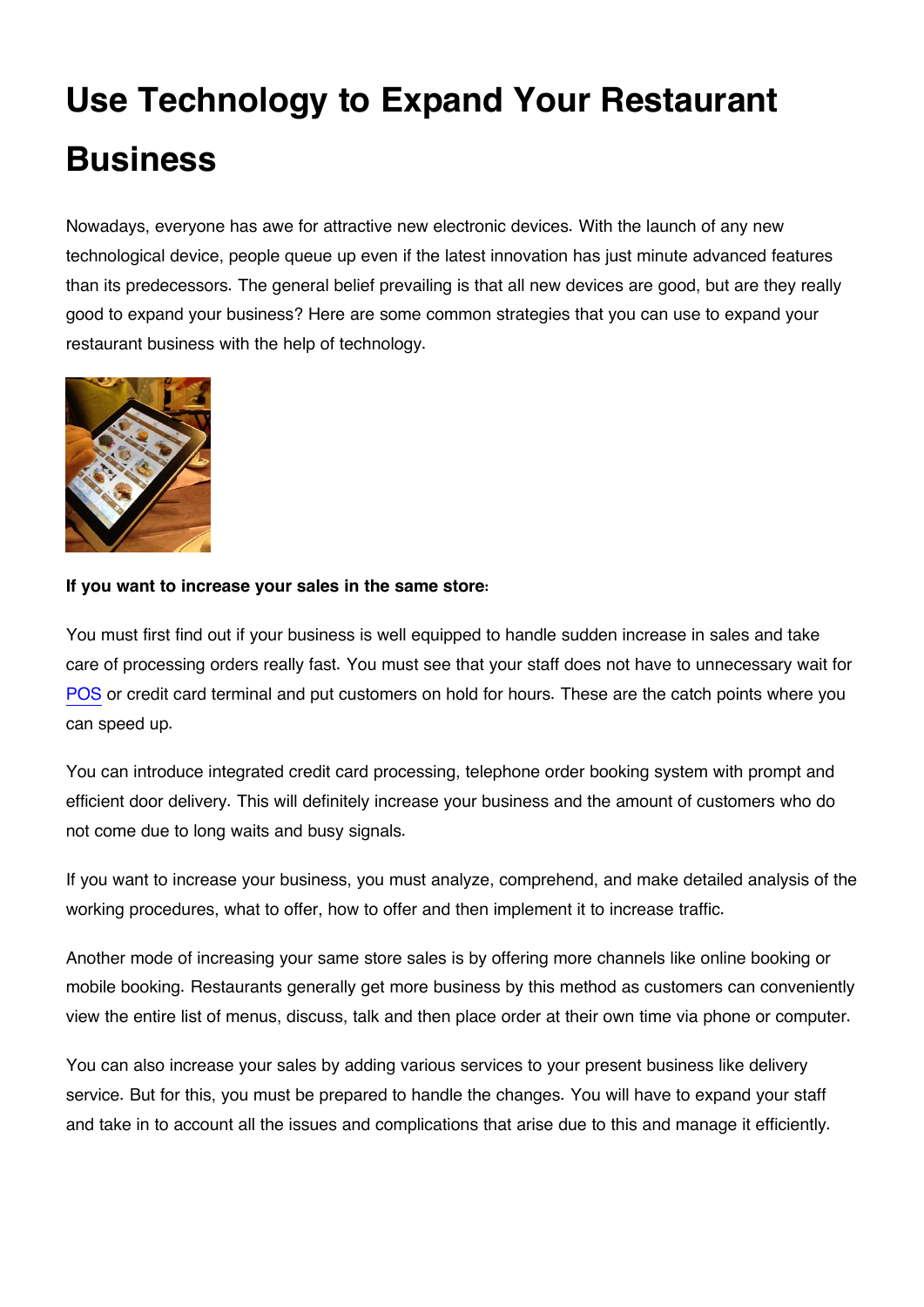# Use Technology to Expand Your Restaurant Business

Nowadays, everyone has awe for attractive new electronic devices. With the launch of any new technological device, people queue up even if the latest innovation has just minute advanced features than its predecessors. The general belief prevailing is that all new devices are good, but are they really good to expand your business? Here are some common strategies that you can use to expand your restaurant business with the help of technology.

**If you want to increase your sales in the same store:**

You must first find out if your business is well equipped to handle sudden increase in sales and take care of processing orders really fast. You must see that your staff does not have to unnecessary wait for POS or credit card terminal and put customers on hold for hours. These are the catch points where you can speed up.

You can introduce integrated credit card processing, telephone order booking system with prompt and efficient door delivery. This will definitely increase your business and the amount of customers who do not come due to long waits and busy signals.

If you want to increase your business, you must analyze, comprehend, and make detailed analysis of the working procedures, what to offer, how to offer and then implement it to increase traffic.

Another mode of increasing your same store sales is by offering more channels like online booking or mobile booking. Restaurants generally get more business by this method as customers can conveniently view the entire list of menus, discuss, talk and then place order at their own time via phone or computer.

You can also increase your sales by adding various services to your present business like delivery service. But for this, you must be prepared to handle the changes. You will have to expand your staff and take in to account all the issues and complications that arise due to this and manage it efficiently.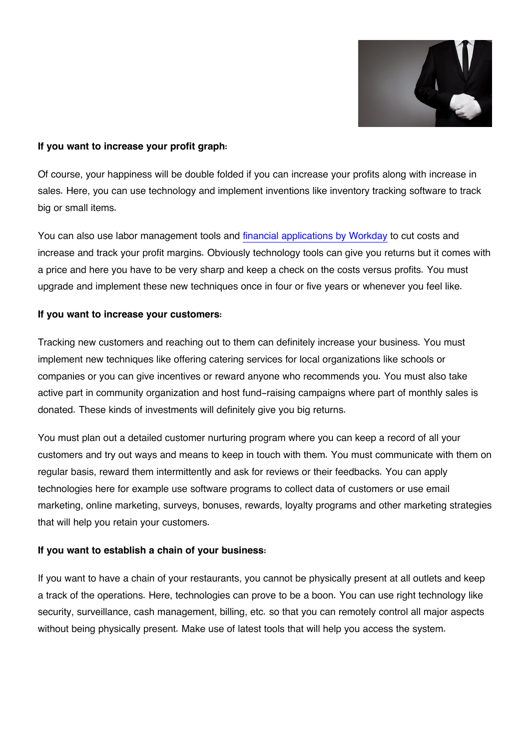**If you want to increase your profit graph:**

Of course, your happiness will be double folded if you can increase your profits along with increase in sales. Here, you can use technology and implement inventions like inventory tracking software to track big or small items.

You can also use labor management tools and financial applications by Workday to cut costs and increase and track your profit margins. Obviously technology tools can give you returns but it comes with a price and here you have to be very sharp and keep a check on the costs versus profits. You must upgrade and implement these new techniques once in four or five years or whenever you feel like.

**If you want to increase your customers:**

Tracking new customers and reaching out to them can definitely increase your business. You must implement new techniques like offering catering services for local organizations like schools or companies or you can give incentives or reward anyone who recommends you. You must also take active part in community organization and host fund-raising campaigns where part of monthly sales is donated. These kinds of investments will definitely give you big returns.

You must plan out a detailed customer nurturing program where you can keep a record of all your customers and try out ways and means to keep in touch with them. You must communicate with them on regular basis, reward them intermittently and ask for reviews or their feedbacks. You can apply technologies here for example use software programs to collect data of customers or use email marketing, online marketing, surveys, bonuses, rewards, loyalty programs and other marketing strategies that will help you retain your customers.

**If you want to establish a chain of your business:**

If you want to have a chain of your restaurants, you cannot be physically present at all outlets and keep a track of the operations. Here, technologies can prove to be a boon. You can use right technology like security, surveillance, cash management, billing, etc. so that you can remotely control all major aspects without being physically present. Make use of latest tools that will help you access the system.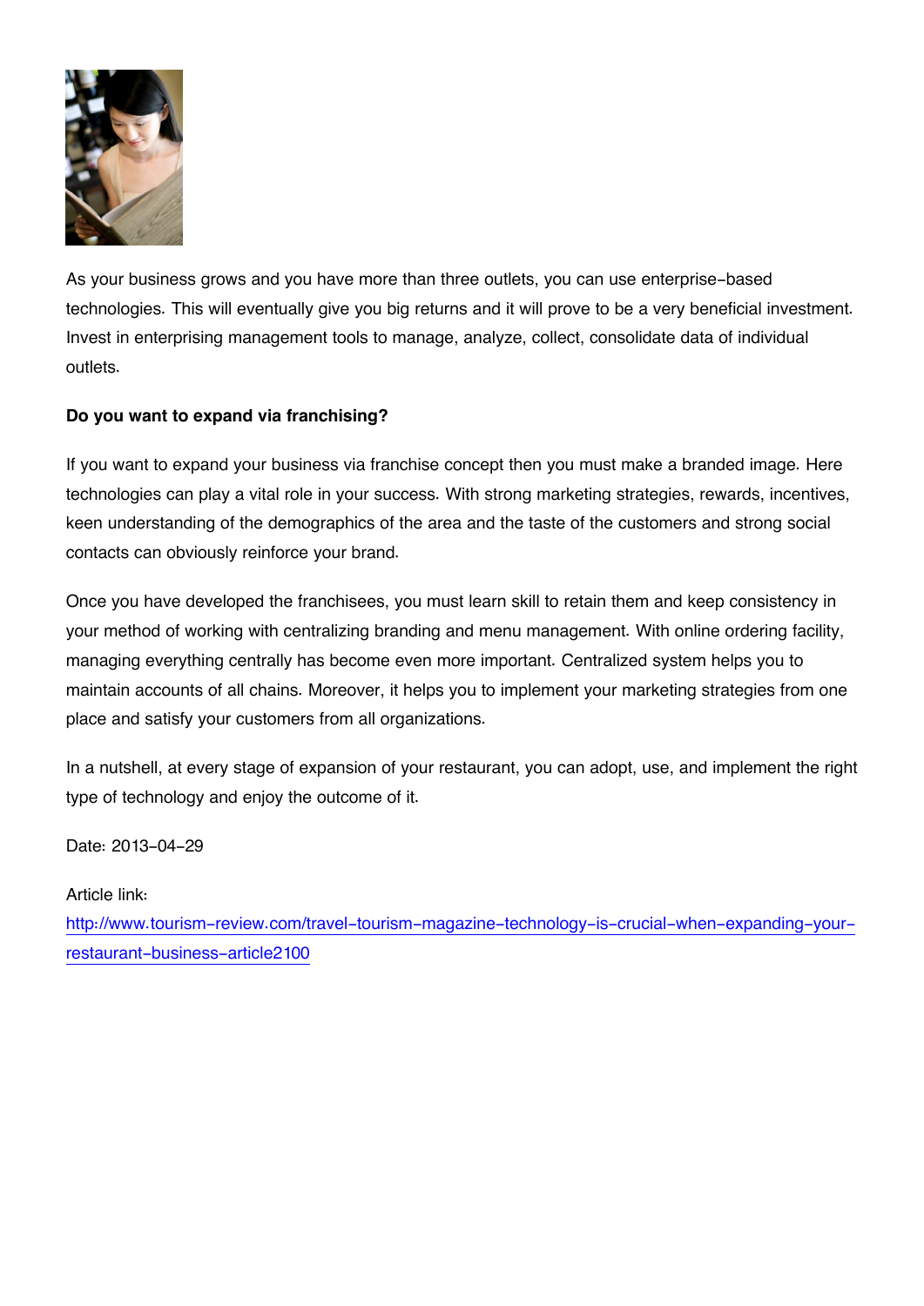As your business grows and you have more than three outlets, you can use enterprise-based technologies. This will eventually give you big returns and it will prove to be a very beneficial investment. Invest in enterprising management tools to manage, analyze, collect, consolidate data of individual outlets.

**Do you want to expand via franchising?**

If you want to expand your business via franchise concept then you must make a branded image. Here technologies can play a vital role in your success. With strong marketing strategies, rewards, incentives, keen understanding of the demographics of the area and the taste of the customers and strong social contacts can obviously reinforce your brand.

Once you have developed the franchisees, you must learn skill to retain them and keep consistency in your method of working with centralizing branding and menu management. With online ordering facility, managing everything centrally has become even more important. Centralized system helps you to maintain accounts of all chains. Moreover, it helps you to implement your marketing strategies from one place and satisfy your customers from all organizations.

In a nutshell, at every stage of expansion of your restaurant, you can adopt, use, and implement the right type of technology and enjoy the outcome of it.

Date: 2013-04-29

Article link:
[http://www.tourism-review.com/travel-tourism-magazine-technology-is-crucial-when-expanding-your-restaurant-business-article2100](http://www.tourism-review.com/travel-tourism-magazine-technology-is-crucial-when-expanding-your-restaurant-business-article2100)